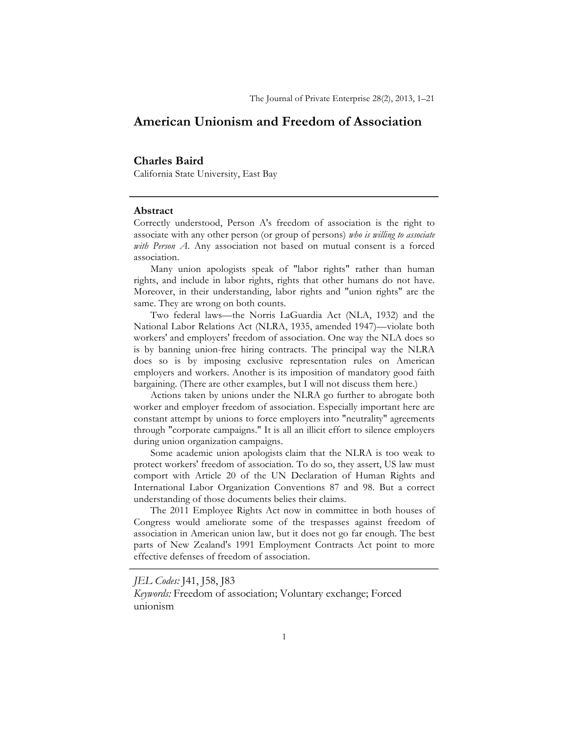# American Unionism and Freedom of Association

**Charles Baird**
California State University, East Bay

## Abstract

Correctly understood, Person A's freedom of association is the right to associate with any other person (or group of persons) *who is willing to associate with Person A*. Any association not based on mutual consent is a forced association.

Many union apologists speak of "labor rights" rather than human rights, and include in labor rights, rights that other humans do not have. Moreover, in their understanding, labor rights and "union rights" are the same. They are wrong on both counts.

Two federal laws—the Norris LaGuardia Act (NLA, 1932) and the National Labor Relations Act (NLRA, 1935, amended 1947)—violate both workers' and employers' freedom of association. One way the NLA does so is by banning union-free hiring contracts. The principal way the NLRA does so is by imposing exclusive representation rules on American employers and workers. Another is its imposition of mandatory good faith bargaining. (There are other examples, but I will not discuss them here.)

Actions taken by unions under the NLRA go further to abrogate both worker and employer freedom of association. Especially important here are constant attempt by unions to force employers into "neutrality" agreements through "corporate campaigns." It is all an illicit effort to silence employers during union organization campaigns.

Some academic union apologists claim that the NLRA is too weak to protect workers' freedom of association. To do so, they assert, US law must comport with Article 20 of the UN Declaration of Human Rights and International Labor Organization Conventions 87 and 98. But a correct understanding of those documents belies their claims.

The 2011 Employee Rights Act now in committee in both houses of Congress would ameliorate some of the trespasses against freedom of association in American union law, but it does not go far enough. The best parts of New Zealand's 1991 Employment Contracts Act point to more effective defenses of freedom of association.

*JEL Codes:* J41, J58, J83
*Keywords:* Freedom of association; Voluntary exchange; Forced unionism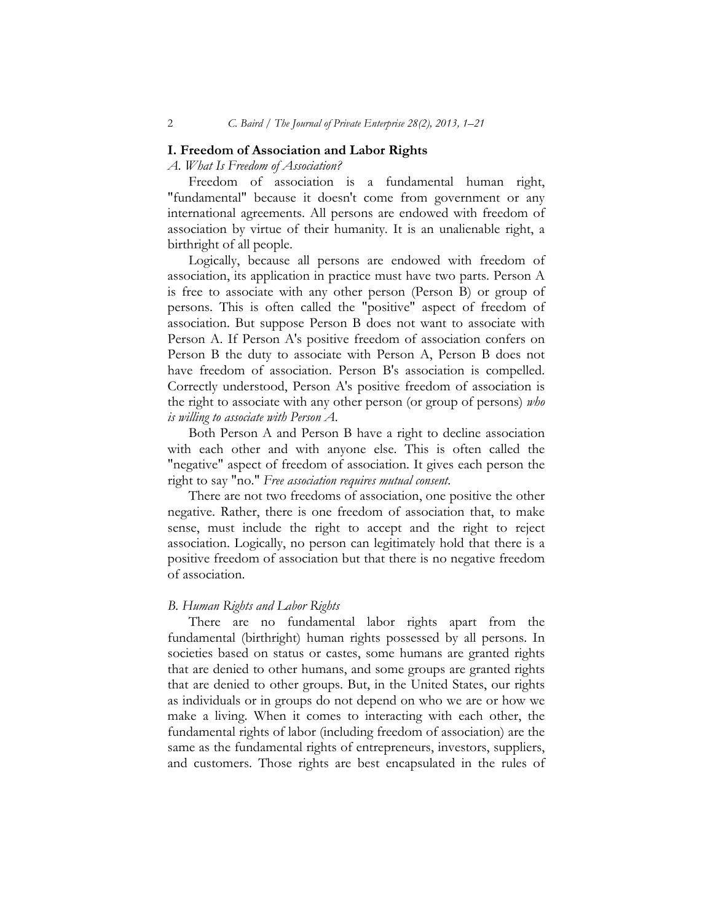## I. Freedom of Association and Labor Rights

### *A. What Is Freedom of Association?*

Freedom of association is a fundamental human right, "fundamental" because it doesn't come from government or any international agreements. All persons are endowed with freedom of association by virtue of their humanity. It is an unalienable right, a birthright of all people.

Logically, because all persons are endowed with freedom of association, its application in practice must have two parts. Person A is free to associate with any other person (Person B) or group of persons. This is often called the "positive" aspect of freedom of association. But suppose Person B does not want to associate with Person A. If Person A's positive freedom of association confers on Person B the duty to associate with Person A, Person B does not have freedom of association. Person B's association is compelled. Correctly understood, Person A's positive freedom of association is the right to associate with any other person (or group of persons) *who is willing to associate with Person A*.

Both Person A and Person B have a right to decline association with each other and with anyone else. This is often called the "negative" aspect of freedom of association. It gives each person the right to say "no." *Free association requires mutual consent.*

There are not two freedoms of association, one positive the other negative. Rather, there is one freedom of association that, to make sense, must include the right to accept and the right to reject association. Logically, no person can legitimately hold that there is a positive freedom of association but that there is no negative freedom of association.

### *B. Human Rights and Labor Rights*

There are no fundamental labor rights apart from the fundamental (birthright) human rights possessed by all persons. In societies based on status or castes, some humans are granted rights that are denied to other humans, and some groups are granted rights that are denied to other groups. But, in the United States, our rights as individuals or in groups do not depend on who we are or how we make a living. When it comes to interacting with each other, the fundamental rights of labor (including freedom of association) are the same as the fundamental rights of entrepreneurs, investors, suppliers, and customers. Those rights are best encapsulated in the rules of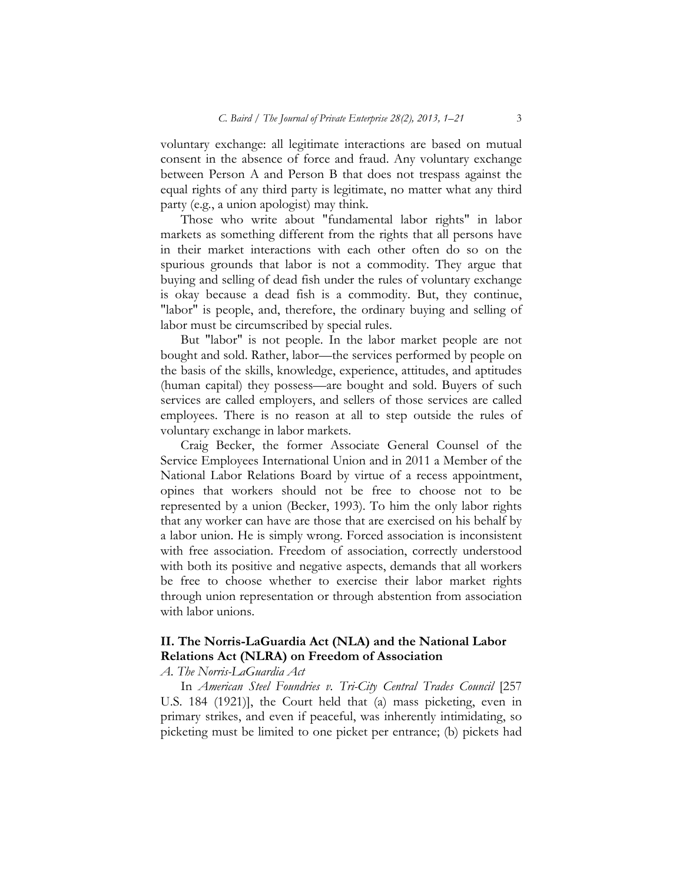voluntary exchange: all legitimate interactions are based on mutual consent in the absence of force and fraud. Any voluntary exchange between Person A and Person B that does not trespass against the equal rights of any third party is legitimate, no matter what any third party (e.g., a union apologist) may think.

Those who write about "fundamental labor rights" in labor markets as something different from the rights that all persons have in their market interactions with each other often do so on the spurious grounds that labor is not a commodity. They argue that buying and selling of dead fish under the rules of voluntary exchange is okay because a dead fish is a commodity. But, they continue, "labor" is people, and, therefore, the ordinary buying and selling of labor must be circumscribed by special rules.

But "labor" is not people. In the labor market people are not bought and sold. Rather, labor—the services performed by people on the basis of the skills, knowledge, experience, attitudes, and aptitudes (human capital) they possess—are bought and sold. Buyers of such services are called employers, and sellers of those services are called employees. There is no reason at all to step outside the rules of voluntary exchange in labor markets.

Craig Becker, the former Associate General Counsel of the Service Employees International Union and in 2011 a Member of the National Labor Relations Board by virtue of a recess appointment, opines that workers should not be free to choose not to be represented by a union (Becker, 1993). To him the only labor rights that any worker can have are those that are exercised on his behalf by a labor union. He is simply wrong. Forced association is inconsistent with free association. Freedom of association, correctly understood with both its positive and negative aspects, demands that all workers be free to choose whether to exercise their labor market rights through union representation or through abstention from association with labor unions.

## II. The Norris-LaGuardia Act (NLA) and the National Labor Relations Act (NLRA) on Freedom of Association

### *A. The Norris-LaGuardia Act*

In *American Steel Foundries v. Tri-City Central Trades Council* [257 U.S. 184 (1921)], the Court held that (a) mass picketing, even in primary strikes, and even if peaceful, was inherently intimidating, so picketing must be limited to one picket per entrance; (b) pickets had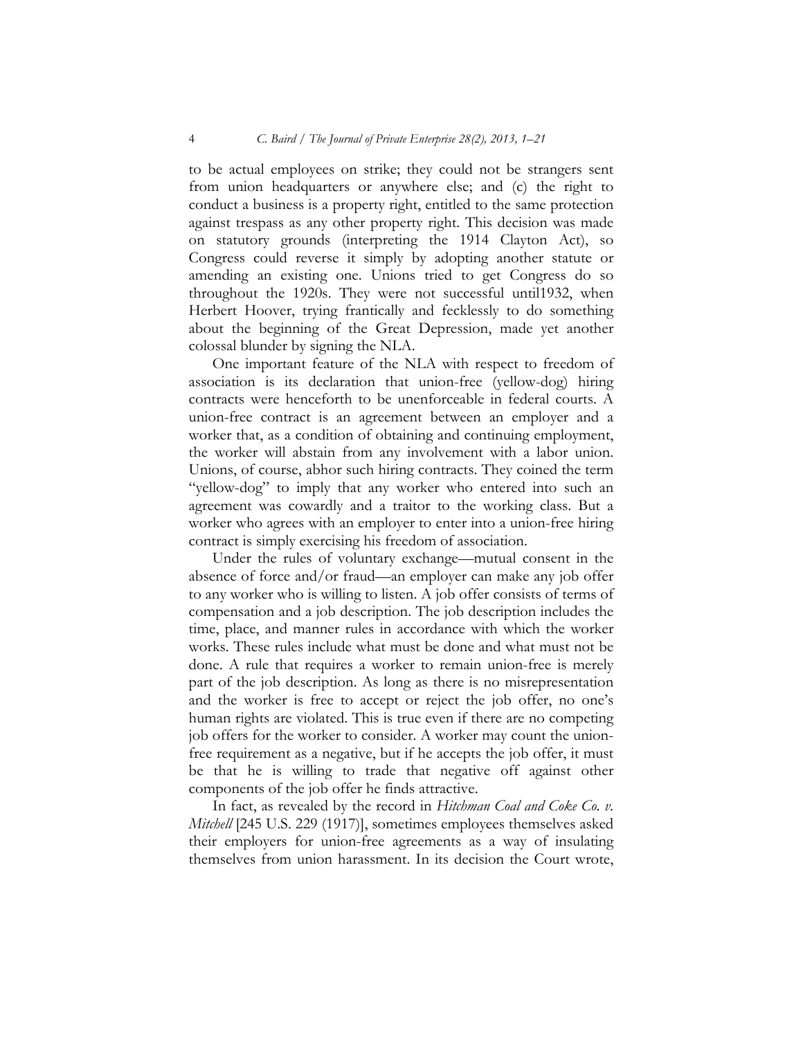to be actual employees on strike; they could not be strangers sent from union headquarters or anywhere else; and (c) the right to conduct a business is a property right, entitled to the same protection against trespass as any other property right. This decision was made on statutory grounds (interpreting the 1914 Clayton Act), so Congress could reverse it simply by adopting another statute or amending an existing one. Unions tried to get Congress do so throughout the 1920s. They were not successful until1932, when Herbert Hoover, trying frantically and fecklessly to do something about the beginning of the Great Depression, made yet another colossal blunder by signing the NLA.

One important feature of the NLA with respect to freedom of association is its declaration that union-free (yellow-dog) hiring contracts were henceforth to be unenforceable in federal courts. A union-free contract is an agreement between an employer and a worker that, as a condition of obtaining and continuing employment, the worker will abstain from any involvement with a labor union. Unions, of course, abhor such hiring contracts. They coined the term "yellow-dog" to imply that any worker who entered into such an agreement was cowardly and a traitor to the working class. But a worker who agrees with an employer to enter into a union-free hiring contract is simply exercising his freedom of association.

Under the rules of voluntary exchange—mutual consent in the absence of force and/or fraud—an employer can make any job offer to any worker who is willing to listen. A job offer consists of terms of compensation and a job description. The job description includes the time, place, and manner rules in accordance with which the worker works. These rules include what must be done and what must not be done. A rule that requires a worker to remain union-free is merely part of the job description. As long as there is no misrepresentation and the worker is free to accept or reject the job offer, no one's human rights are violated. This is true even if there are no competing job offers for the worker to consider. A worker may count the union-free requirement as a negative, but if he accepts the job offer, it must be that he is willing to trade that negative off against other components of the job offer he finds attractive.

In fact, as revealed by the record in *Hitchman Coal and Coke Co. v. Mitchell* [245 U.S. 229 (1917)], sometimes employees themselves asked their employers for union-free agreements as a way of insulating themselves from union harassment. In its decision the Court wrote,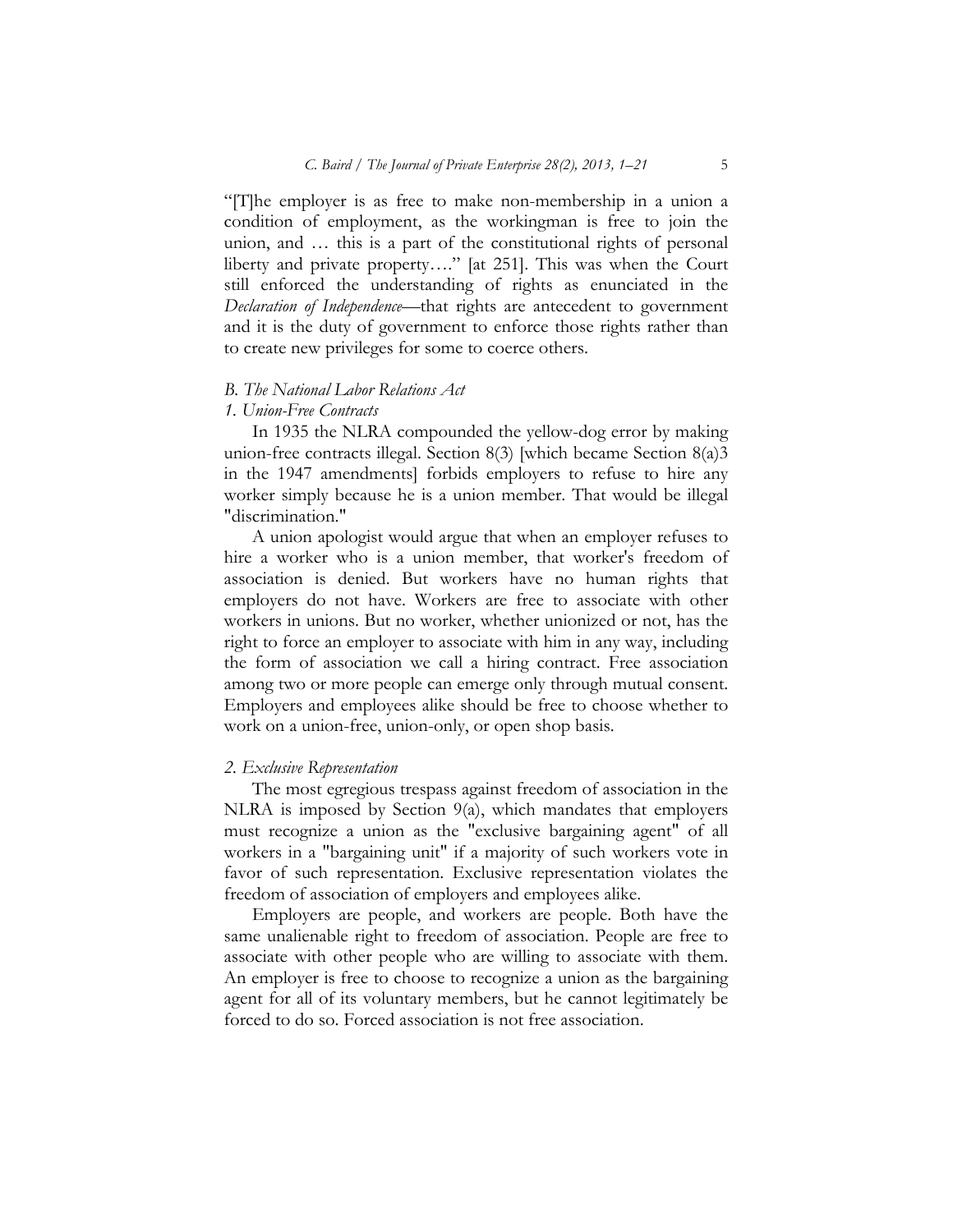"[T]he employer is as free to make non-membership in a union a condition of employment, as the workingman is free to join the union, and … this is a part of the constitutional rights of personal liberty and private property…." [at 251]. This was when the Court still enforced the understanding of rights as enunciated in the *Declaration of Independence*—that rights are antecedent to government and it is the duty of government to enforce those rights rather than to create new privileges for some to coerce others.

### *B. The National Labor Relations Act*

#### *1. Union-Free Contracts*

In 1935 the NLRA compounded the yellow-dog error by making union-free contracts illegal. Section 8(3) [which became Section 8(a)3 in the 1947 amendments] forbids employers to refuse to hire any worker simply because he is a union member. That would be illegal "discrimination."

A union apologist would argue that when an employer refuses to hire a worker who is a union member, that worker's freedom of association is denied. But workers have no human rights that employers do not have. Workers are free to associate with other workers in unions. But no worker, whether unionized or not, has the right to force an employer to associate with him in any way, including the form of association we call a hiring contract. Free association among two or more people can emerge only through mutual consent. Employers and employees alike should be free to choose whether to work on a union-free, union-only, or open shop basis.

#### *2. Exclusive Representation*

The most egregious trespass against freedom of association in the NLRA is imposed by Section 9(a), which mandates that employers must recognize a union as the "exclusive bargaining agent" of all workers in a "bargaining unit" if a majority of such workers vote in favor of such representation. Exclusive representation violates the freedom of association of employers and employees alike.

Employers are people, and workers are people. Both have the same unalienable right to freedom of association. People are free to associate with other people who are willing to associate with them. An employer is free to choose to recognize a union as the bargaining agent for all of its voluntary members, but he cannot legitimately be forced to do so. Forced association is not free association.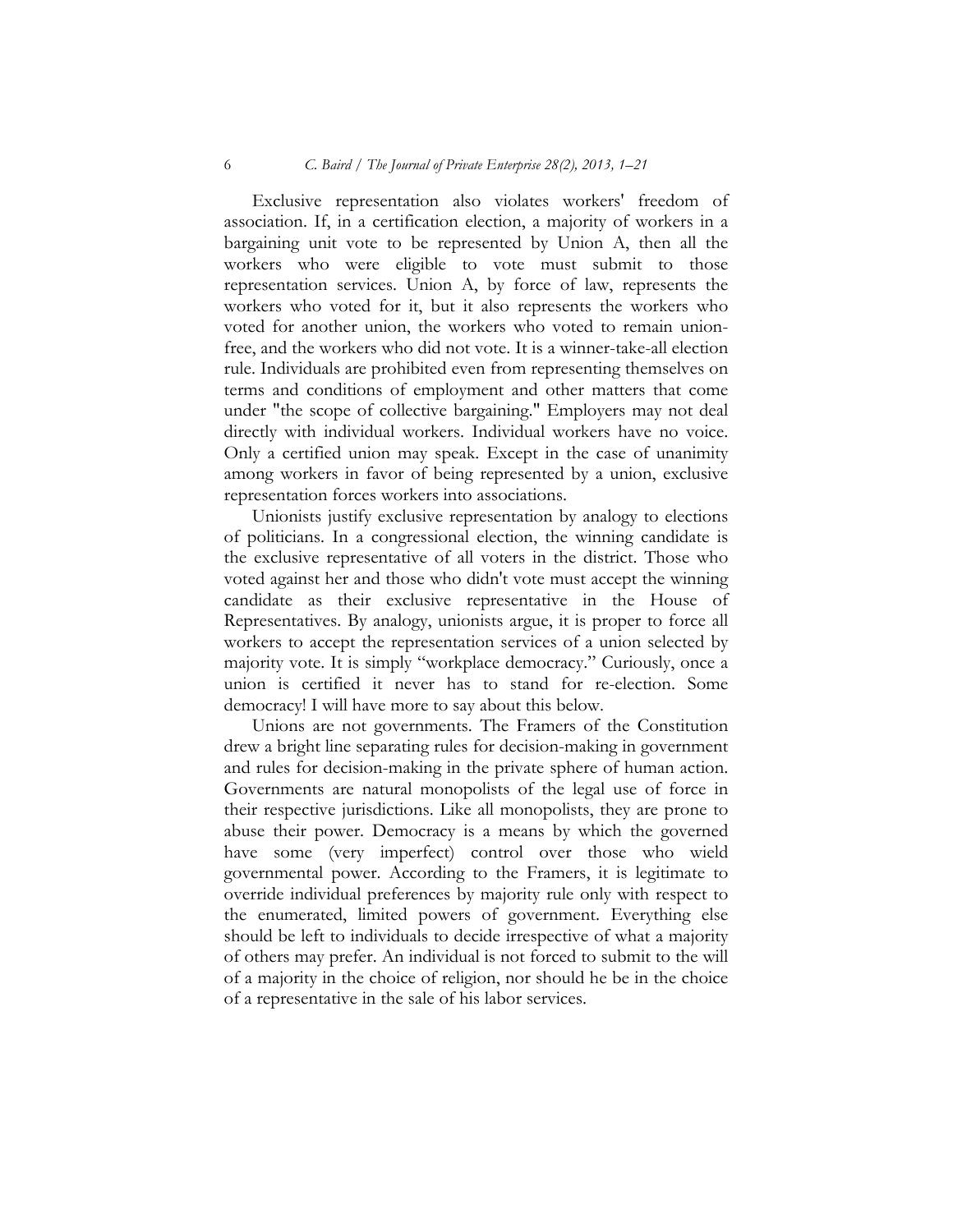Exclusive representation also violates workers' freedom of association. If, in a certification election, a majority of workers in a bargaining unit vote to be represented by Union A, then all the workers who were eligible to vote must submit to those representation services. Union A, by force of law, represents the workers who voted for it, but it also represents the workers who voted for another union, the workers who voted to remain union-free, and the workers who did not vote. It is a winner-take-all election rule. Individuals are prohibited even from representing themselves on terms and conditions of employment and other matters that come under "the scope of collective bargaining." Employers may not deal directly with individual workers. Individual workers have no voice. Only a certified union may speak. Except in the case of unanimity among workers in favor of being represented by a union, exclusive representation forces workers into associations.

Unionists justify exclusive representation by analogy to elections of politicians. In a congressional election, the winning candidate is the exclusive representative of all voters in the district. Those who voted against her and those who didn't vote must accept the winning candidate as their exclusive representative in the House of Representatives. By analogy, unionists argue, it is proper to force all workers to accept the representation services of a union selected by majority vote. It is simply "workplace democracy." Curiously, once a union is certified it never has to stand for re-election. Some democracy! I will have more to say about this below.

Unions are not governments. The Framers of the Constitution drew a bright line separating rules for decision-making in government and rules for decision-making in the private sphere of human action. Governments are natural monopolists of the legal use of force in their respective jurisdictions. Like all monopolists, they are prone to abuse their power. Democracy is a means by which the governed have some (very imperfect) control over those who wield governmental power. According to the Framers, it is legitimate to override individual preferences by majority rule only with respect to the enumerated, limited powers of government. Everything else should be left to individuals to decide irrespective of what a majority of others may prefer. An individual is not forced to submit to the will of a majority in the choice of religion, nor should he be in the choice of a representative in the sale of his labor services.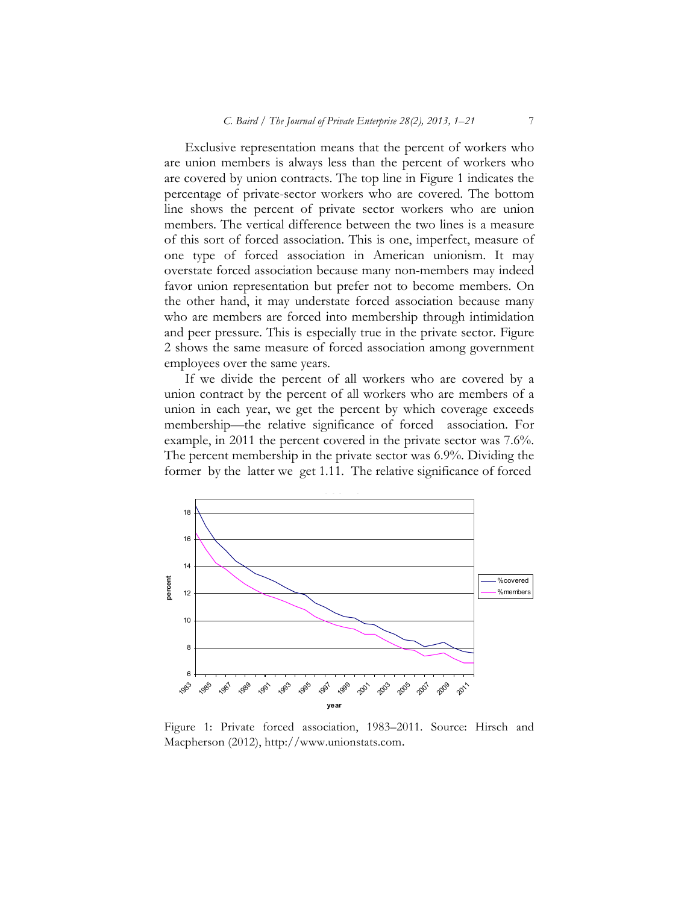Exclusive representation means that the percent of workers who are union members is always less than the percent of workers who are covered by union contracts. The top line in Figure 1 indicates the percentage of private-sector workers who are covered. The bottom line shows the percent of private sector workers who are union members. The vertical difference between the two lines is a measure of this sort of forced association. This is one, imperfect, measure of one type of forced association in American unionism. It may overstate forced association because many non-members may indeed favor union representation but prefer not to become members. On the other hand, it may understate forced association because many who are members are forced into membership through intimidation and peer pressure. This is especially true in the private sector. Figure 2 shows the same measure of forced association among government employees over the same years.

If we divide the percent of all workers who are covered by a union contract by the percent of all workers who are members of a union in each year, we get the percent by which coverage exceeds membership—the relative significance of forced association. For example, in 2011 the percent covered in the private sector was 7.6%. The percent membership in the private sector was 6.9%. Dividing the former by the latter we get 1.11. The relative significance of forced

Figure 1: Private forced association, 1983–2011. Source: Hirsch and Macpherson (2012), http://www.unionstats.com.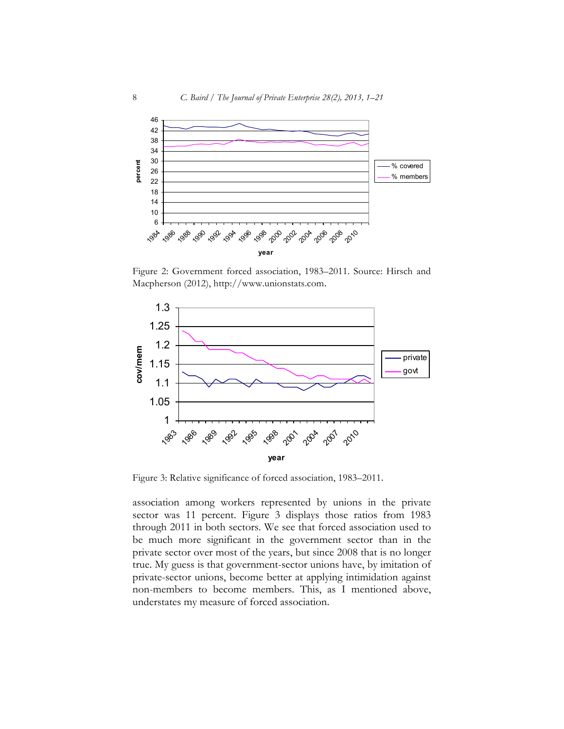Figure 2: Government forced association, 1983–2011. Source: Hirsch and Macpherson (2012), http://www.unionstats.com.

Figure 3: Relative significance of forced association, 1983–2011.

association among workers represented by unions in the private sector was 11 percent. Figure 3 displays those ratios from 1983 through 2011 in both sectors. We see that forced association used to be much more significant in the government sector than in the private sector over most of the years, but since 2008 that is no longer true. My guess is that government-sector unions have, by imitation of private-sector unions, become better at applying intimidation against non-members to become members. This, as I mentioned above, understates my measure of forced association.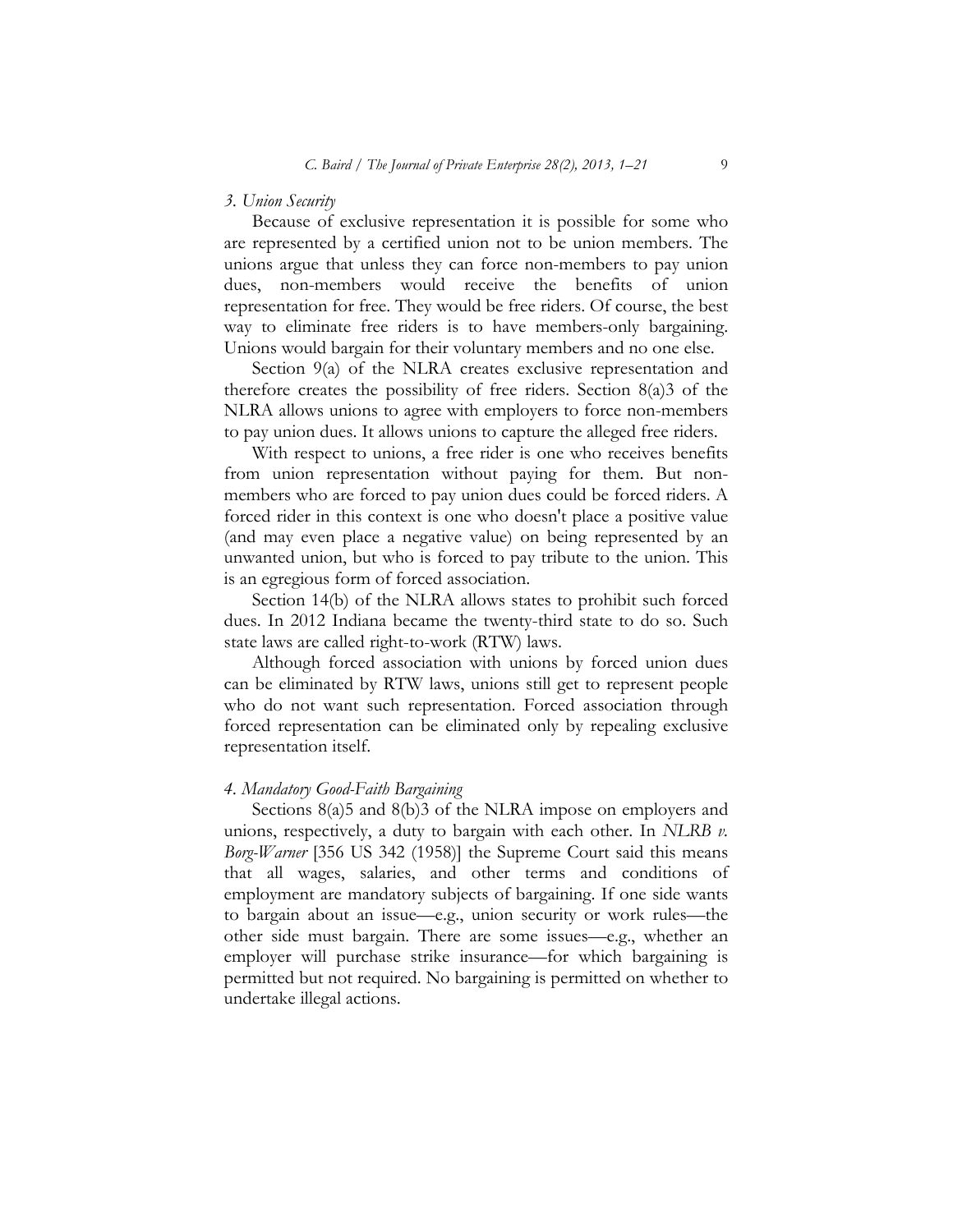*3. Union Security*

Because of exclusive representation it is possible for some who are represented by a certified union not to be union members. The unions argue that unless they can force non-members to pay union dues, non-members would receive the benefits of union representation for free. They would be free riders. Of course, the best way to eliminate free riders is to have members-only bargaining. Unions would bargain for their voluntary members and no one else.

Section 9(a) of the NLRA creates exclusive representation and therefore creates the possibility of free riders. Section 8(a)3 of the NLRA allows unions to agree with employers to force non-members to pay union dues. It allows unions to capture the alleged free riders.

With respect to unions, a free rider is one who receives benefits from union representation without paying for them. But non-members who are forced to pay union dues could be forced riders. A forced rider in this context is one who doesn't place a positive value (and may even place a negative value) on being represented by an unwanted union, but who is forced to pay tribute to the union. This is an egregious form of forced association.

Section 14(b) of the NLRA allows states to prohibit such forced dues. In 2012 Indiana became the twenty-third state to do so. Such state laws are called right-to-work (RTW) laws.

Although forced association with unions by forced union dues can be eliminated by RTW laws, unions still get to represent people who do not want such representation. Forced association through forced representation can be eliminated only by repealing exclusive representation itself.

*4. Mandatory Good-Faith Bargaining*

Sections 8(a)5 and 8(b)3 of the NLRA impose on employers and unions, respectively, a duty to bargain with each other. In *NLRB v. Borg-Warner* [356 US 342 (1958)] the Supreme Court said this means that all wages, salaries, and other terms and conditions of employment are mandatory subjects of bargaining. If one side wants to bargain about an issue—e.g., union security or work rules—the other side must bargain. There are some issues—e.g., whether an employer will purchase strike insurance—for which bargaining is permitted but not required. No bargaining is permitted on whether to undertake illegal actions.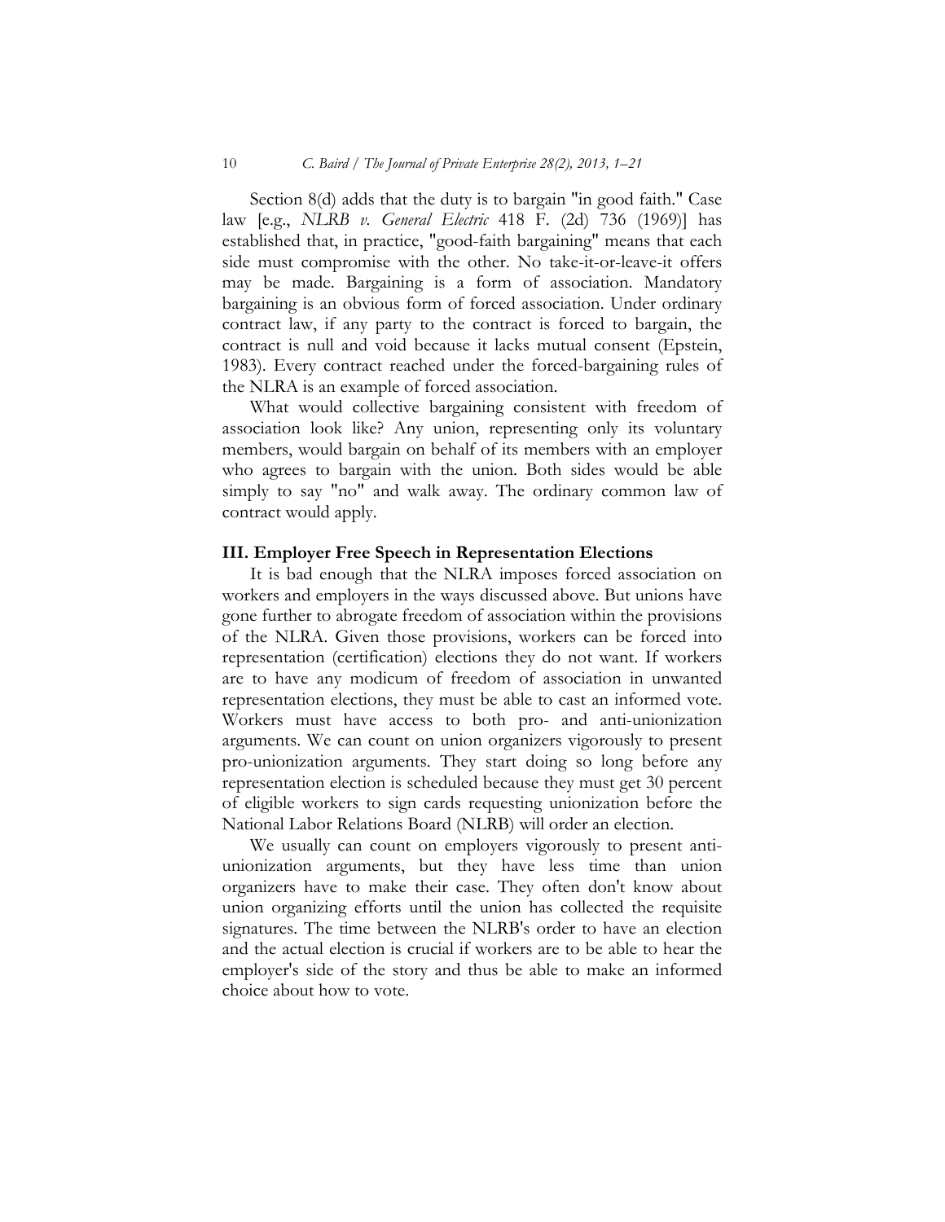Section 8(d) adds that the duty is to bargain "in good faith." Case law [e.g., *NLRB v. General Electric* 418 F. (2d) 736 (1969)] has established that, in practice, "good-faith bargaining" means that each side must compromise with the other. No take-it-or-leave-it offers may be made. Bargaining is a form of association. Mandatory bargaining is an obvious form of forced association. Under ordinary contract law, if any party to the contract is forced to bargain, the contract is null and void because it lacks mutual consent (Epstein, 1983). Every contract reached under the forced-bargaining rules of the NLRA is an example of forced association.

What would collective bargaining consistent with freedom of association look like? Any union, representing only its voluntary members, would bargain on behalf of its members with an employer who agrees to bargain with the union. Both sides would be able simply to say "no" and walk away. The ordinary common law of contract would apply.

### III. Employer Free Speech in Representation Elections

It is bad enough that the NLRA imposes forced association on workers and employers in the ways discussed above. But unions have gone further to abrogate freedom of association within the provisions of the NLRA. Given those provisions, workers can be forced into representation (certification) elections they do not want. If workers are to have any modicum of freedom of association in unwanted representation elections, they must be able to cast an informed vote. Workers must have access to both pro- and anti-unionization arguments. We can count on union organizers vigorously to present pro-unionization arguments. They start doing so long before any representation election is scheduled because they must get 30 percent of eligible workers to sign cards requesting unionization before the National Labor Relations Board (NLRB) will order an election.

We usually can count on employers vigorously to present anti-unionization arguments, but they have less time than union organizers have to make their case. They often don't know about union organizing efforts until the union has collected the requisite signatures. The time between the NLRB's order to have an election and the actual election is crucial if workers are to be able to hear the employer's side of the story and thus be able to make an informed choice about how to vote.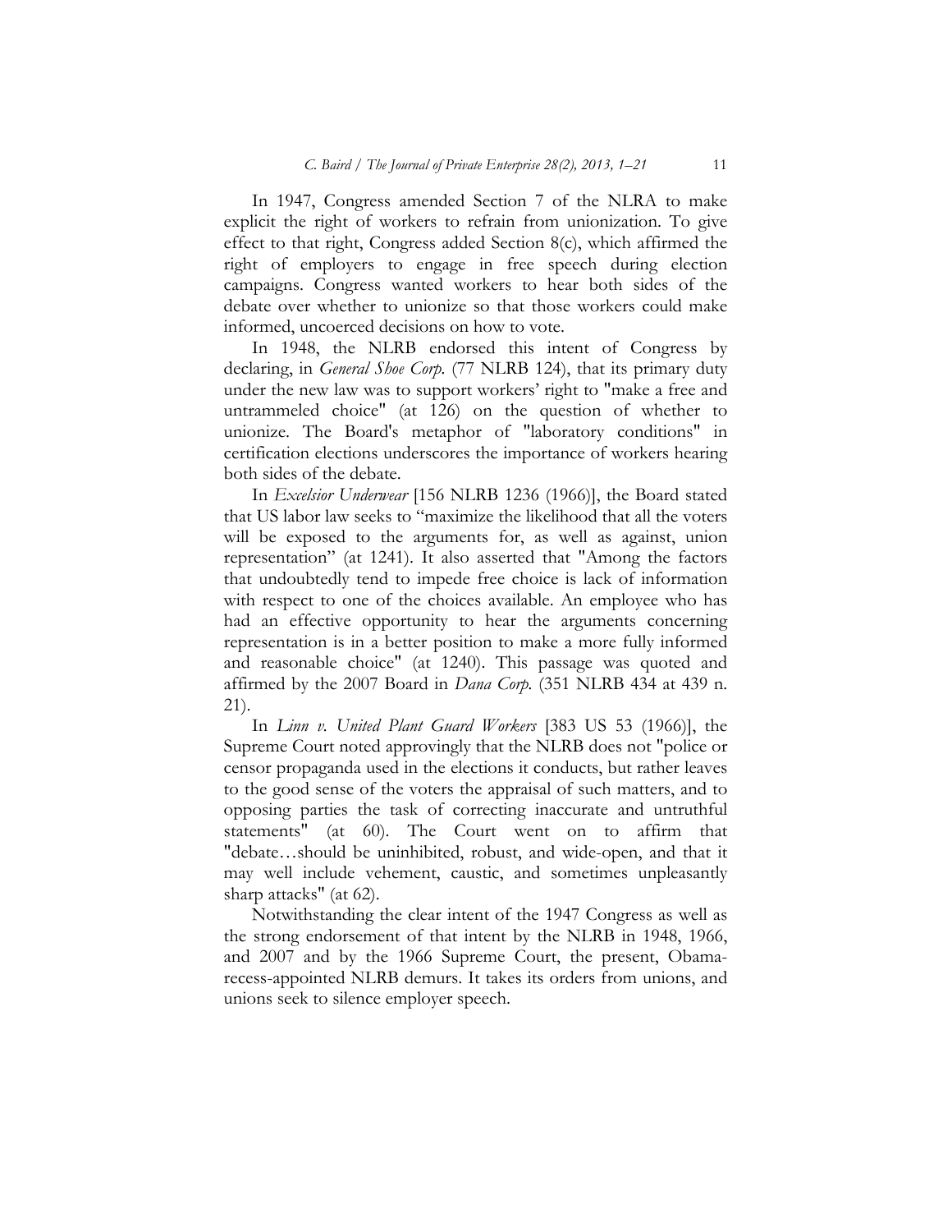In 1947, Congress amended Section 7 of the NLRA to make explicit the right of workers to refrain from unionization. To give effect to that right, Congress added Section 8(c), which affirmed the right of employers to engage in free speech during election campaigns. Congress wanted workers to hear both sides of the debate over whether to unionize so that those workers could make informed, uncoerced decisions on how to vote.

In 1948, the NLRB endorsed this intent of Congress by declaring, in *General Shoe Corp.* (77 NLRB 124), that its primary duty under the new law was to support workers' right to "make a free and untrammeled choice" (at 126) on the question of whether to unionize. The Board's metaphor of "laboratory conditions" in certification elections underscores the importance of workers hearing both sides of the debate.

In *Excelsior Underwear* [156 NLRB 1236 (1966)], the Board stated that US labor law seeks to "maximize the likelihood that all the voters will be exposed to the arguments for, as well as against, union representation" (at 1241). It also asserted that "Among the factors that undoubtedly tend to impede free choice is lack of information with respect to one of the choices available. An employee who has had an effective opportunity to hear the arguments concerning representation is in a better position to make a more fully informed and reasonable choice" (at 1240). This passage was quoted and affirmed by the 2007 Board in *Dana Corp.* (351 NLRB 434 at 439 n. 21).

In *Linn v. United Plant Guard Workers* [383 US 53 (1966)], the Supreme Court noted approvingly that the NLRB does not "police or censor propaganda used in the elections it conducts, but rather leaves to the good sense of the voters the appraisal of such matters, and to opposing parties the task of correcting inaccurate and untruthful statements" (at 60). The Court went on to affirm that "debate…should be uninhibited, robust, and wide-open, and that it may well include vehement, caustic, and sometimes unpleasantly sharp attacks" (at 62).

Notwithstanding the clear intent of the 1947 Congress as well as the strong endorsement of that intent by the NLRB in 1948, 1966, and 2007 and by the 1966 Supreme Court, the present, Obama-recess-appointed NLRB demurs. It takes its orders from unions, and unions seek to silence employer speech.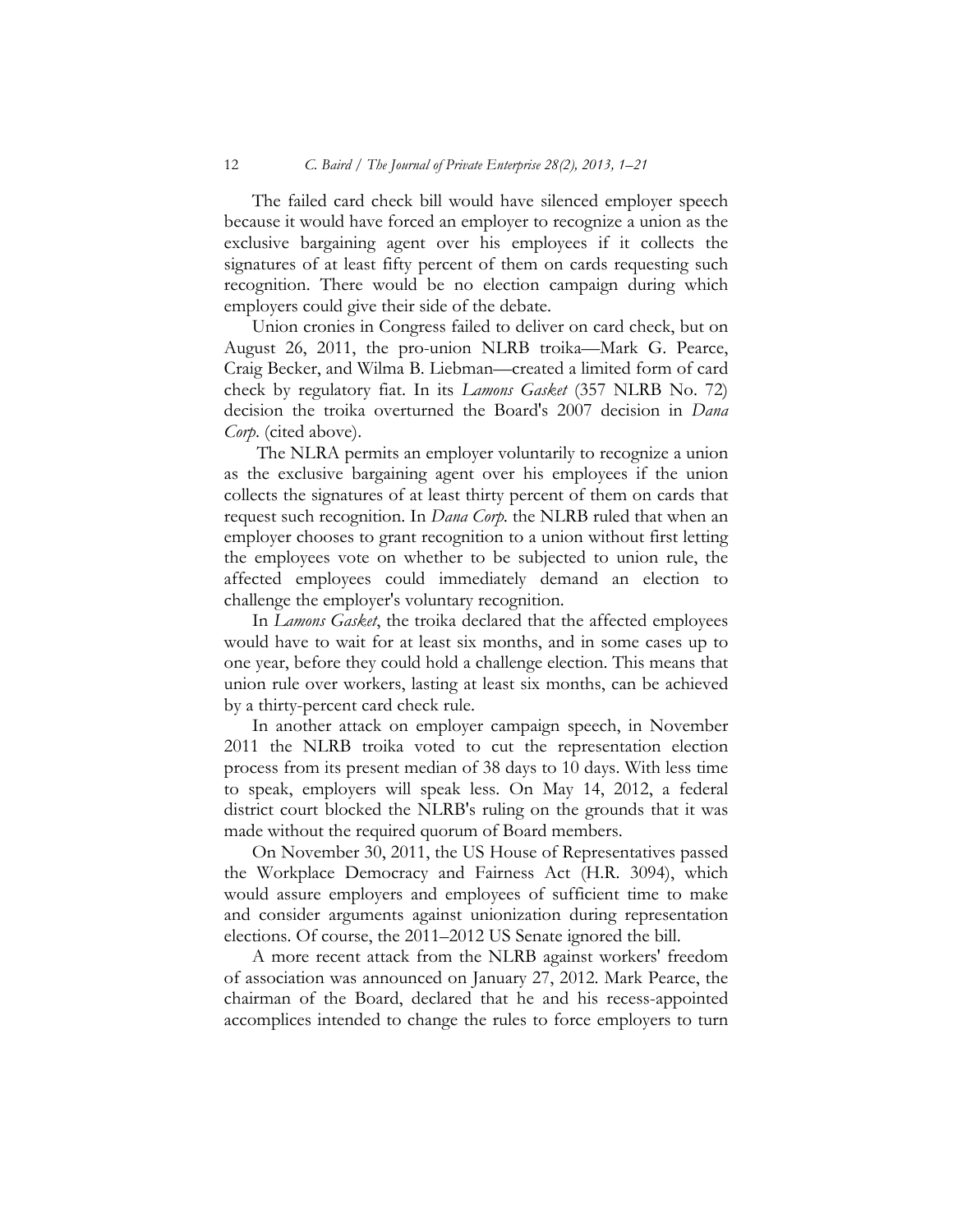The failed card check bill would have silenced employer speech because it would have forced an employer to recognize a union as the exclusive bargaining agent over his employees if it collects the signatures of at least fifty percent of them on cards requesting such recognition. There would be no election campaign during which employers could give their side of the debate.

Union cronies in Congress failed to deliver on card check, but on August 26, 2011, the pro-union NLRB troika—Mark G. Pearce, Craig Becker, and Wilma B. Liebman—created a limited form of card check by regulatory fiat. In its *Lamons Gasket* (357 NLRB No. 72) decision the troika overturned the Board's 2007 decision in *Dana Corp*. (cited above).

The NLRA permits an employer voluntarily to recognize a union as the exclusive bargaining agent over his employees if the union collects the signatures of at least thirty percent of them on cards that request such recognition. In *Dana Corp.* the NLRB ruled that when an employer chooses to grant recognition to a union without first letting the employees vote on whether to be subjected to union rule, the affected employees could immediately demand an election to challenge the employer's voluntary recognition.

In *Lamons Gasket*, the troika declared that the affected employees would have to wait for at least six months, and in some cases up to one year, before they could hold a challenge election. This means that union rule over workers, lasting at least six months, can be achieved by a thirty-percent card check rule.

In another attack on employer campaign speech, in November 2011 the NLRB troika voted to cut the representation election process from its present median of 38 days to 10 days. With less time to speak, employers will speak less. On May 14, 2012, a federal district court blocked the NLRB's ruling on the grounds that it was made without the required quorum of Board members.

On November 30, 2011, the US House of Representatives passed the Workplace Democracy and Fairness Act (H.R. 3094), which would assure employers and employees of sufficient time to make and consider arguments against unionization during representation elections. Of course, the 2011–2012 US Senate ignored the bill.

A more recent attack from the NLRB against workers' freedom of association was announced on January 27, 2012. Mark Pearce, the chairman of the Board, declared that he and his recess-appointed accomplices intended to change the rules to force employers to turn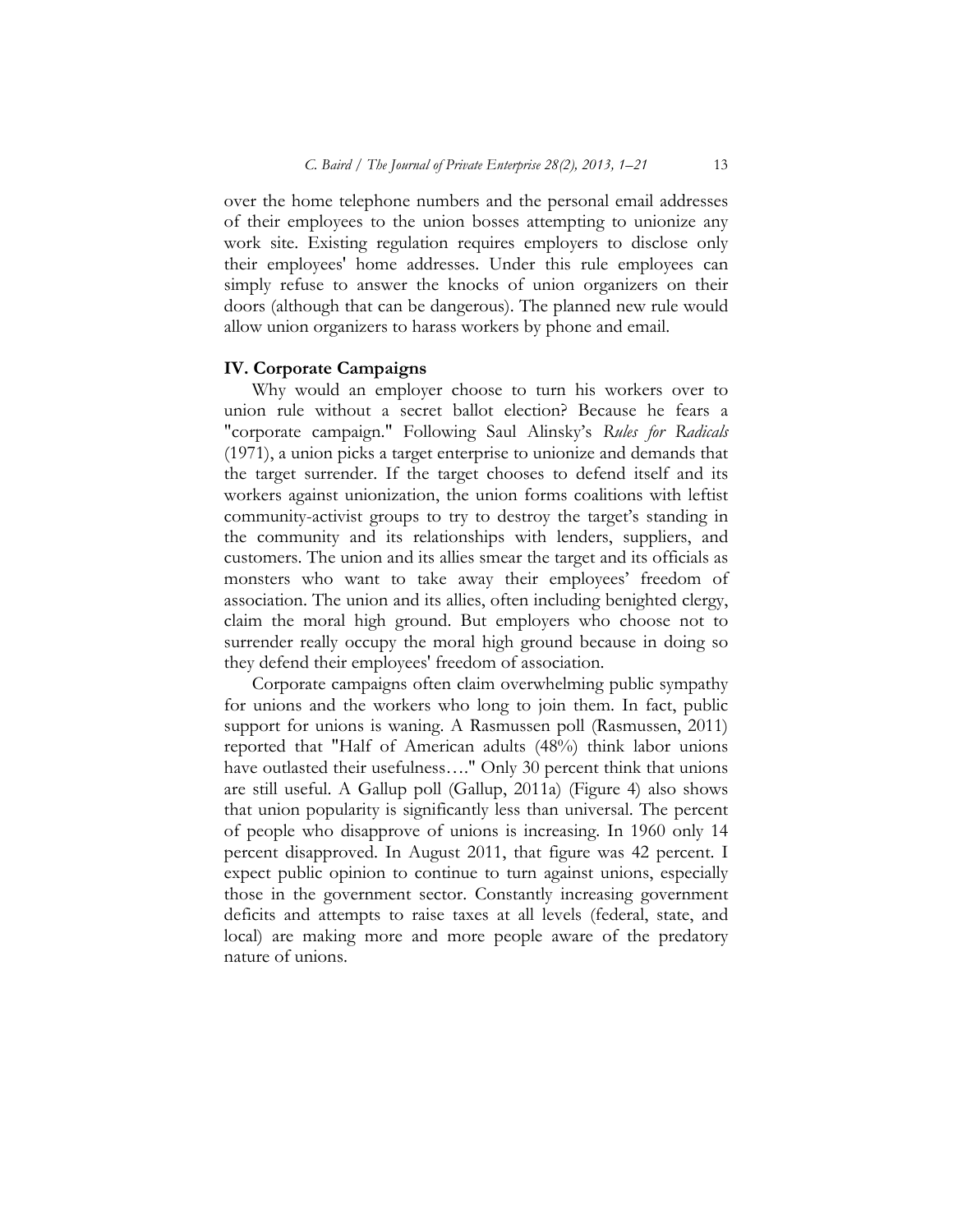over the home telephone numbers and the personal email addresses of their employees to the union bosses attempting to unionize any work site. Existing regulation requires employers to disclose only their employees' home addresses. Under this rule employees can simply refuse to answer the knocks of union organizers on their doors (although that can be dangerous). The planned new rule would allow union organizers to harass workers by phone and email.

## IV. Corporate Campaigns

Why would an employer choose to turn his workers over to union rule without a secret ballot election? Because he fears a "corporate campaign." Following Saul Alinsky's *Rules for Radicals* (1971), a union picks a target enterprise to unionize and demands that the target surrender. If the target chooses to defend itself and its workers against unionization, the union forms coalitions with leftist community-activist groups to try to destroy the target's standing in the community and its relationships with lenders, suppliers, and customers. The union and its allies smear the target and its officials as monsters who want to take away their employees' freedom of association. The union and its allies, often including benighted clergy, claim the moral high ground. But employers who choose not to surrender really occupy the moral high ground because in doing so they defend their employees' freedom of association.

Corporate campaigns often claim overwhelming public sympathy for unions and the workers who long to join them. In fact, public support for unions is waning. A Rasmussen poll (Rasmussen, 2011) reported that "Half of American adults (48%) think labor unions have outlasted their usefulness…." Only 30 percent think that unions are still useful. A Gallup poll (Gallup, 2011a) (Figure 4) also shows that union popularity is significantly less than universal. The percent of people who disapprove of unions is increasing. In 1960 only 14 percent disapproved. In August 2011, that figure was 42 percent. I expect public opinion to continue to turn against unions, especially those in the government sector. Constantly increasing government deficits and attempts to raise taxes at all levels (federal, state, and local) are making more and more people aware of the predatory nature of unions.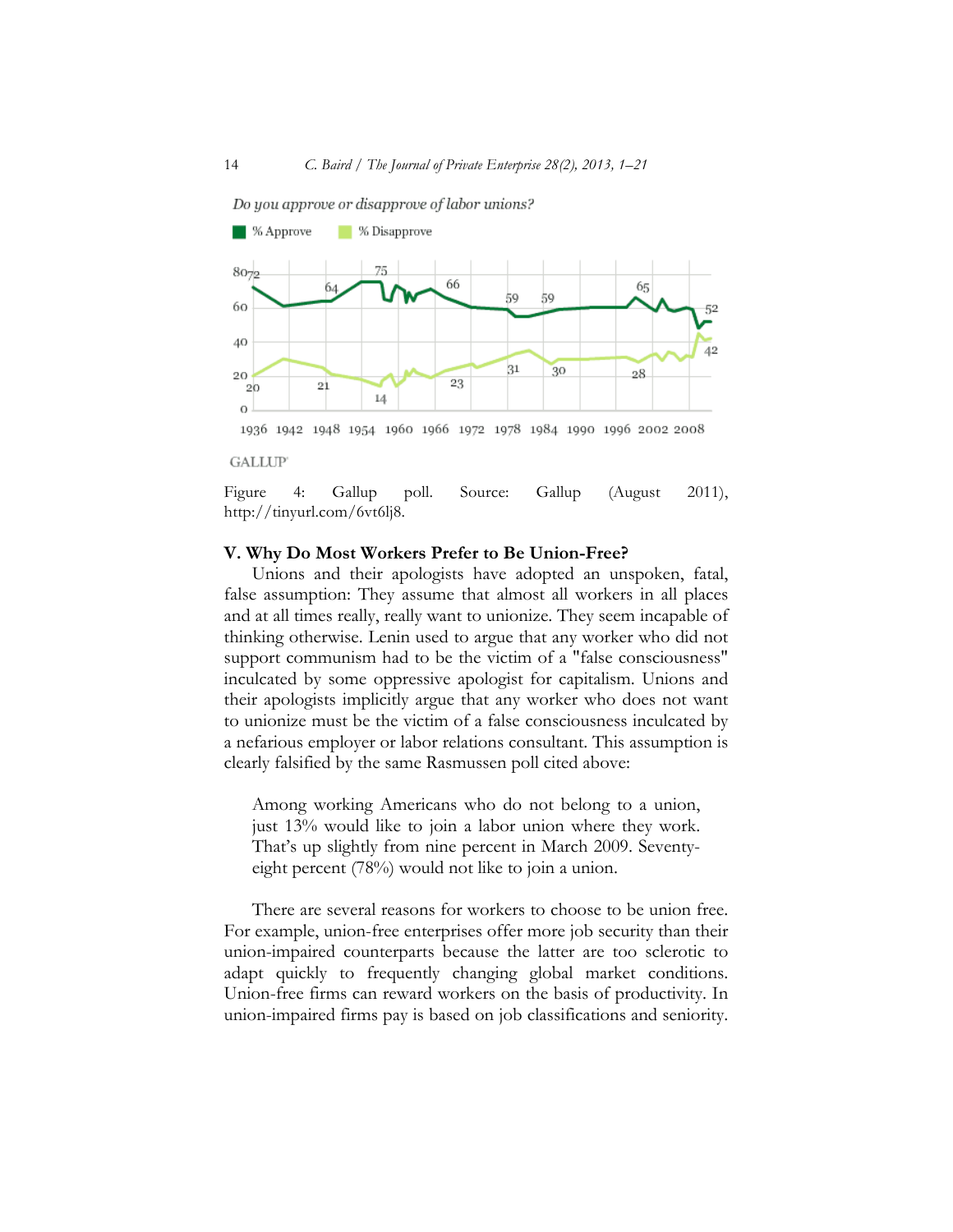*Do you approve or disapprove of labor unions?*

% Approve % Disapprove

GALLUP

Figure 4: Gallup poll. Source: Gallup (August 2011), http://tinyurl.com/6vt6lj8.

## V. Why Do Most Workers Prefer to Be Union-Free?

Unions and their apologists have adopted an unspoken, fatal, false assumption: They assume that almost all workers in all places and at all times really, really want to unionize. They seem incapable of thinking otherwise. Lenin used to argue that any worker who did not support communism had to be the victim of a "false consciousness" inculcated by some oppressive apologist for capitalism. Unions and their apologists implicitly argue that any worker who does not want to unionize must be the victim of a false consciousness inculcated by a nefarious employer or labor relations consultant. This assumption is clearly falsified by the same Rasmussen poll cited above:

> Among working Americans who do not belong to a union, just 13% would like to join a labor union where they work. That's up slightly from nine percent in March 2009. Seventy-eight percent (78%) would not like to join a union.

There are several reasons for workers to choose to be union free. For example, union-free enterprises offer more job security than their union-impaired counterparts because the latter are too sclerotic to adapt quickly to frequently changing global market conditions. Union-free firms can reward workers on the basis of productivity. In union-impaired firms pay is based on job classifications and seniority.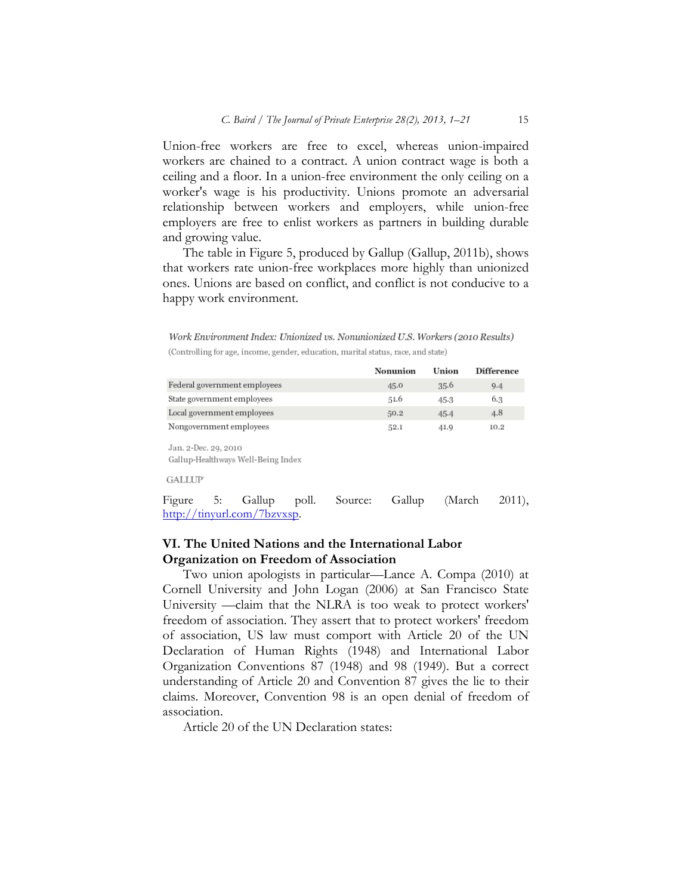Union-free workers are free to excel, whereas union-impaired workers are chained to a contract. A union contract wage is both a ceiling and a floor. In a union-free environment the only ceiling on a worker's wage is his productivity. Unions promote an adversarial relationship between workers and employers, while union-free employers are free to enlist workers as partners in building durable and growing value.

The table in Figure 5, produced by Gallup (Gallup, 2011b), shows that workers rate union-free workplaces more highly than unionized ones. Unions are based on conflict, and conflict is not conducive to a happy work environment.

*Work Environment Index: Unionized vs. Nonunionized U.S. Workers (2010 Results)*

(Controlling for age, income, gender, education, marital status, race, and state)

| | Nonunion | Union | Difference |
|---|---|---|---|
| Federal government employees | 45.0 | 35.6 | 9.4 |
| State government employees | 51.6 | 45.3 | 6.3 |
| Local government employees | 50.2 | 45.4 | 4.8 |
| Nongovernment employees | 52.1 | 41.9 | 10.2 |

Jan. 2-Dec. 29, 2010

Gallup-Healthways Well-Being Index

GALLUP

Figure 5: Gallup poll. Source: Gallup (March 2011), http://tinyurl.com/7bzvxsp.

## VI. The United Nations and the International Labor Organization on Freedom of Association

Two union apologists in particular—Lance A. Compa (2010) at Cornell University and John Logan (2006) at San Francisco State University —claim that the NLRA is too weak to protect workers' freedom of association. They assert that to protect workers' freedom of association, US law must comport with Article 20 of the UN Declaration of Human Rights (1948) and International Labor Organization Conventions 87 (1948) and 98 (1949). But a correct understanding of Article 20 and Convention 87 gives the lie to their claims. Moreover, Convention 98 is an open denial of freedom of association.

Article 20 of the UN Declaration states: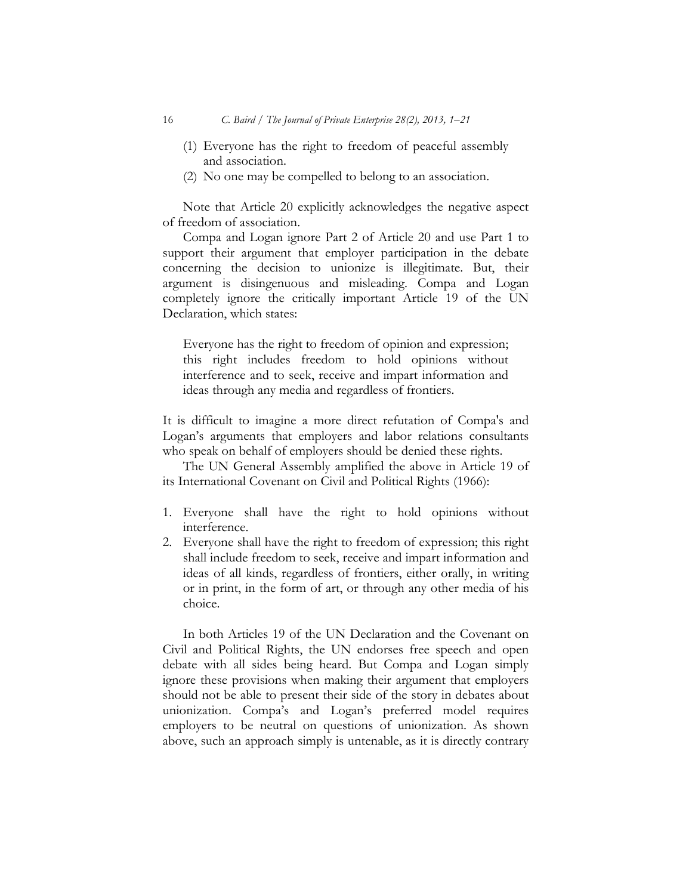(1) Everyone has the right to freedom of peaceful assembly and association.
(2) No one may be compelled to belong to an association.

Note that Article 20 explicitly acknowledges the negative aspect of freedom of association.

Compa and Logan ignore Part 2 of Article 20 and use Part 1 to support their argument that employer participation in the debate concerning the decision to unionize is illegitimate. But, their argument is disingenuous and misleading. Compa and Logan completely ignore the critically important Article 19 of the UN Declaration, which states:

> Everyone has the right to freedom of opinion and expression; this right includes freedom to hold opinions without interference and to seek, receive and impart information and ideas through any media and regardless of frontiers.

It is difficult to imagine a more direct refutation of Compa's and Logan's arguments that employers and labor relations consultants who speak on behalf of employers should be denied these rights.

The UN General Assembly amplified the above in Article 19 of its International Covenant on Civil and Political Rights (1966):

1. Everyone shall have the right to hold opinions without interference.
2. Everyone shall have the right to freedom of expression; this right shall include freedom to seek, receive and impart information and ideas of all kinds, regardless of frontiers, either orally, in writing or in print, in the form of art, or through any other media of his choice.

In both Articles 19 of the UN Declaration and the Covenant on Civil and Political Rights, the UN endorses free speech and open debate with all sides being heard. But Compa and Logan simply ignore these provisions when making their argument that employers should not be able to present their side of the story in debates about unionization. Compa's and Logan's preferred model requires employers to be neutral on questions of unionization. As shown above, such an approach simply is untenable, as it is directly contrary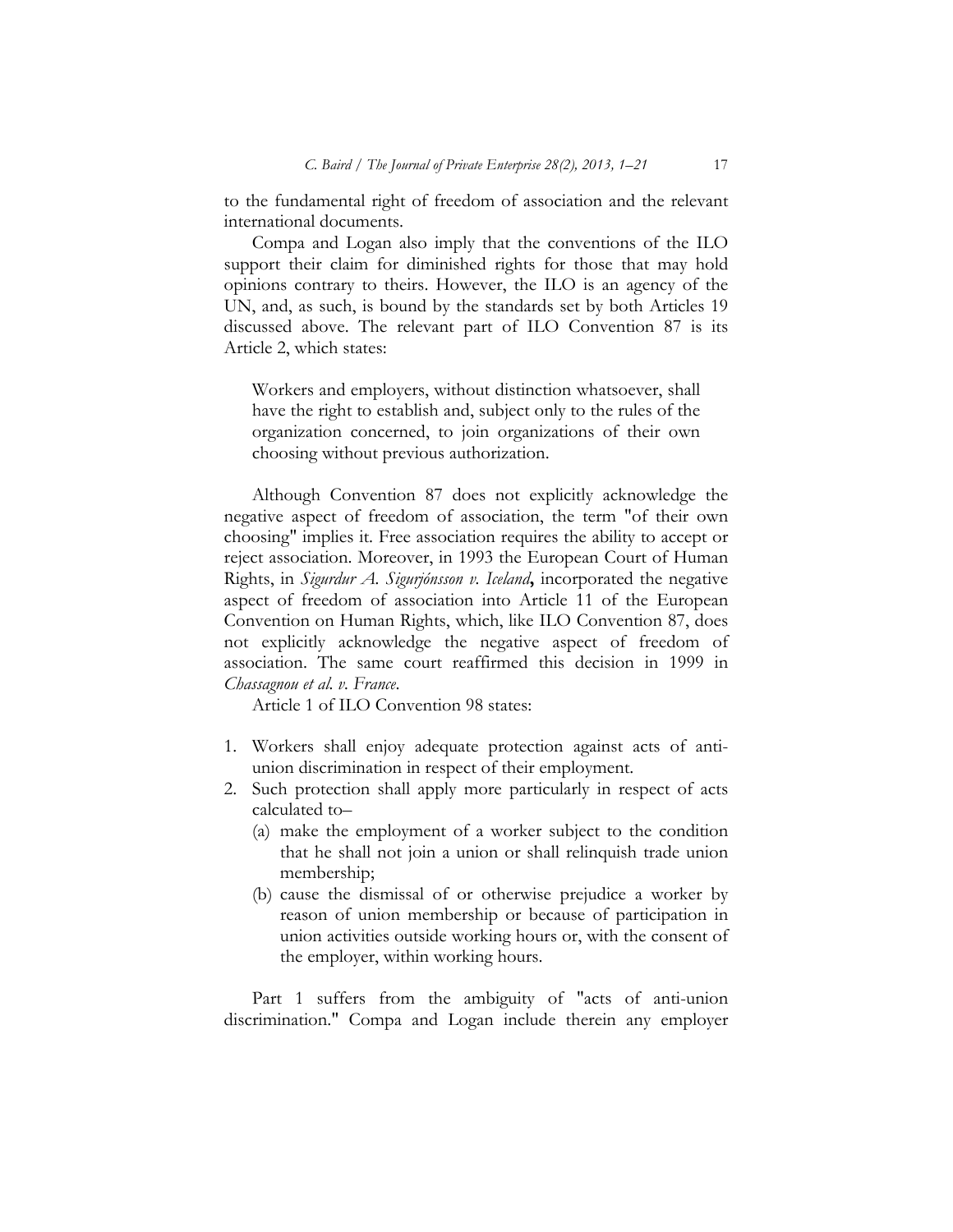to the fundamental right of freedom of association and the relevant international documents.

Compa and Logan also imply that the conventions of the ILO support their claim for diminished rights for those that may hold opinions contrary to theirs. However, the ILO is an agency of the UN, and, as such, is bound by the standards set by both Articles 19 discussed above. The relevant part of ILO Convention 87 is its Article 2, which states:

> Workers and employers, without distinction whatsoever, shall have the right to establish and, subject only to the rules of the organization concerned, to join organizations of their own choosing without previous authorization.

Although Convention 87 does not explicitly acknowledge the negative aspect of freedom of association, the term "of their own choosing" implies it. Free association requires the ability to accept or reject association. Moreover, in 1993 the European Court of Human Rights, in *Sigurdur A. Sigurjónsson v. Iceland*, incorporated the negative aspect of freedom of association into Article 11 of the European Convention on Human Rights, which, like ILO Convention 87, does not explicitly acknowledge the negative aspect of freedom of association. The same court reaffirmed this decision in 1999 in *Chassagnou et al. v. France*.

Article 1 of ILO Convention 98 states:

1. Workers shall enjoy adequate protection against acts of anti-union discrimination in respect of their employment.
2. Such protection shall apply more particularly in respect of acts calculated to–
   - (a) make the employment of a worker subject to the condition that he shall not join a union or shall relinquish trade union membership;
   - (b) cause the dismissal of or otherwise prejudice a worker by reason of union membership or because of participation in union activities outside working hours or, with the consent of the employer, within working hours.

Part 1 suffers from the ambiguity of "acts of anti-union discrimination." Compa and Logan include therein any employer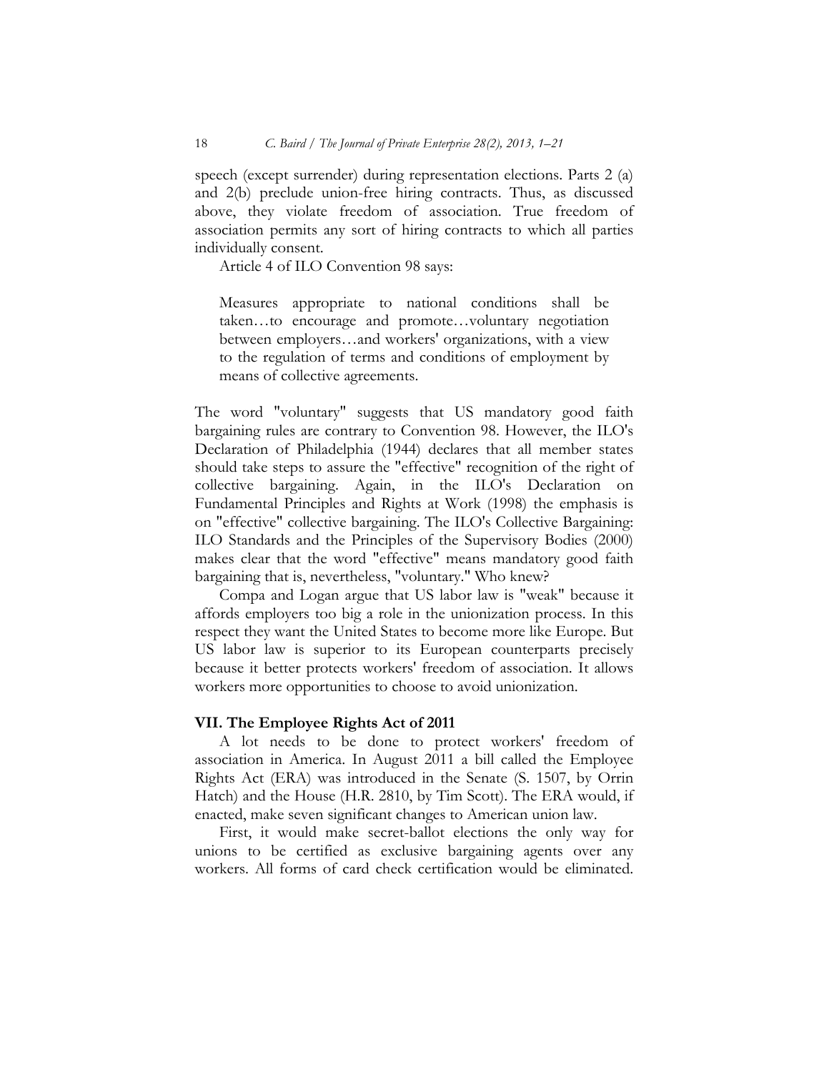speech (except surrender) during representation elections. Parts 2 (a) and 2(b) preclude union-free hiring contracts. Thus, as discussed above, they violate freedom of association. True freedom of association permits any sort of hiring contracts to which all parties individually consent.

Article 4 of ILO Convention 98 says:

> Measures appropriate to national conditions shall be taken…to encourage and promote…voluntary negotiation between employers…and workers' organizations, with a view to the regulation of terms and conditions of employment by means of collective agreements.

The word "voluntary" suggests that US mandatory good faith bargaining rules are contrary to Convention 98. However, the ILO's Declaration of Philadelphia (1944) declares that all member states should take steps to assure the "effective" recognition of the right of collective bargaining. Again, in the ILO's Declaration on Fundamental Principles and Rights at Work (1998) the emphasis is on "effective" collective bargaining. The ILO's Collective Bargaining: ILO Standards and the Principles of the Supervisory Bodies (2000) makes clear that the word "effective" means mandatory good faith bargaining that is, nevertheless, "voluntary." Who knew?

Compa and Logan argue that US labor law is "weak" because it affords employers too big a role in the unionization process. In this respect they want the United States to become more like Europe. But US labor law is superior to its European counterparts precisely because it better protects workers' freedom of association. It allows workers more opportunities to choose to avoid unionization.

## VII. The Employee Rights Act of 2011

A lot needs to be done to protect workers' freedom of association in America. In August 2011 a bill called the Employee Rights Act (ERA) was introduced in the Senate (S. 1507, by Orrin Hatch) and the House (H.R. 2810, by Tim Scott). The ERA would, if enacted, make seven significant changes to American union law.

First, it would make secret-ballot elections the only way for unions to be certified as exclusive bargaining agents over any workers. All forms of card check certification would be eliminated.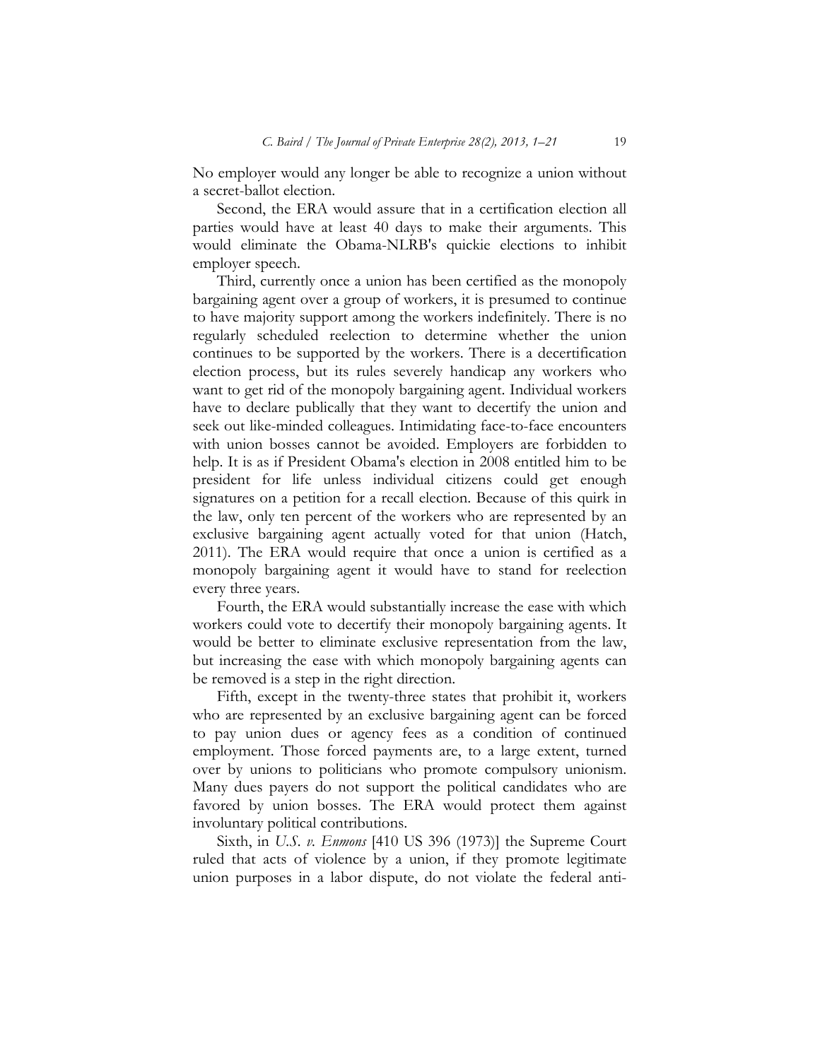No employer would any longer be able to recognize a union without a secret-ballot election.

Second, the ERA would assure that in a certification election all parties would have at least 40 days to make their arguments. This would eliminate the Obama-NLRB's quickie elections to inhibit employer speech.

Third, currently once a union has been certified as the monopoly bargaining agent over a group of workers, it is presumed to continue to have majority support among the workers indefinitely. There is no regularly scheduled reelection to determine whether the union continues to be supported by the workers. There is a decertification election process, but its rules severely handicap any workers who want to get rid of the monopoly bargaining agent. Individual workers have to declare publically that they want to decertify the union and seek out like-minded colleagues. Intimidating face-to-face encounters with union bosses cannot be avoided. Employers are forbidden to help. It is as if President Obama's election in 2008 entitled him to be president for life unless individual citizens could get enough signatures on a petition for a recall election. Because of this quirk in the law, only ten percent of the workers who are represented by an exclusive bargaining agent actually voted for that union (Hatch, 2011). The ERA would require that once a union is certified as a monopoly bargaining agent it would have to stand for reelection every three years.

Fourth, the ERA would substantially increase the ease with which workers could vote to decertify their monopoly bargaining agents. It would be better to eliminate exclusive representation from the law, but increasing the ease with which monopoly bargaining agents can be removed is a step in the right direction.

Fifth, except in the twenty-three states that prohibit it, workers who are represented by an exclusive bargaining agent can be forced to pay union dues or agency fees as a condition of continued employment. Those forced payments are, to a large extent, turned over by unions to politicians who promote compulsory unionism. Many dues payers do not support the political candidates who are favored by union bosses. The ERA would protect them against involuntary political contributions.

Sixth, in *U.S. v. Enmons* [410 US 396 (1973)] the Supreme Court ruled that acts of violence by a union, if they promote legitimate union purposes in a labor dispute, do not violate the federal anti-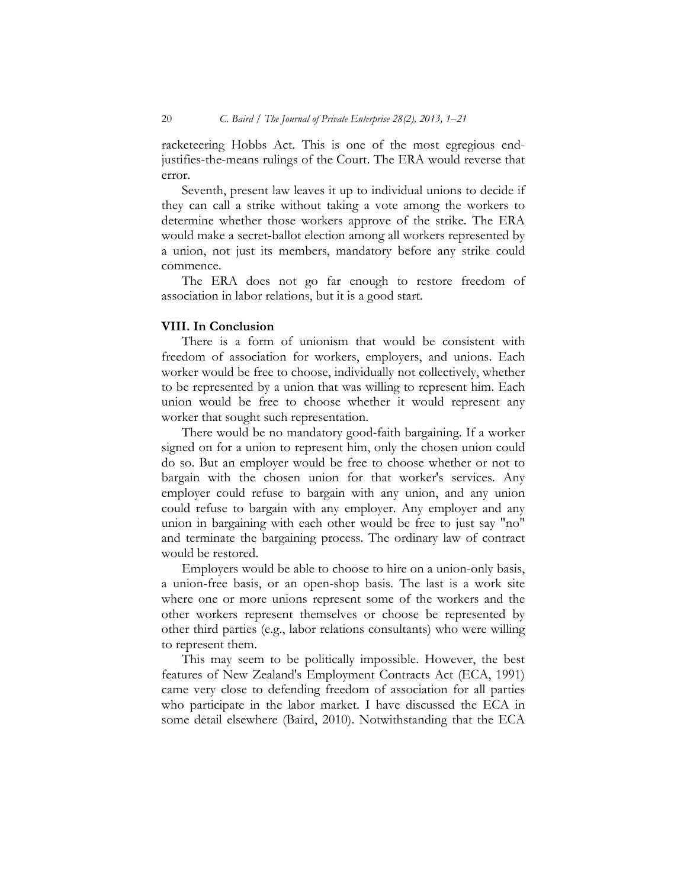racketeering Hobbs Act. This is one of the most egregious end-justifies-the-means rulings of the Court. The ERA would reverse that error.

Seventh, present law leaves it up to individual unions to decide if they can call a strike without taking a vote among the workers to determine whether those workers approve of the strike. The ERA would make a secret-ballot election among all workers represented by a union, not just its members, mandatory before any strike could commence.

The ERA does not go far enough to restore freedom of association in labor relations, but it is a good start.

## VIII. In Conclusion

There is a form of unionism that would be consistent with freedom of association for workers, employers, and unions. Each worker would be free to choose, individually not collectively, whether to be represented by a union that was willing to represent him. Each union would be free to choose whether it would represent any worker that sought such representation.

There would be no mandatory good-faith bargaining. If a worker signed on for a union to represent him, only the chosen union could do so. But an employer would be free to choose whether or not to bargain with the chosen union for that worker's services. Any employer could refuse to bargain with any union, and any union could refuse to bargain with any employer. Any employer and any union in bargaining with each other would be free to just say "no" and terminate the bargaining process. The ordinary law of contract would be restored.

Employers would be able to choose to hire on a union-only basis, a union-free basis, or an open-shop basis. The last is a work site where one or more unions represent some of the workers and the other workers represent themselves or choose be represented by other third parties (e.g., labor relations consultants) who were willing to represent them.

This may seem to be politically impossible. However, the best features of New Zealand's Employment Contracts Act (ECA, 1991) came very close to defending freedom of association for all parties who participate in the labor market. I have discussed the ECA in some detail elsewhere (Baird, 2010). Notwithstanding that the ECA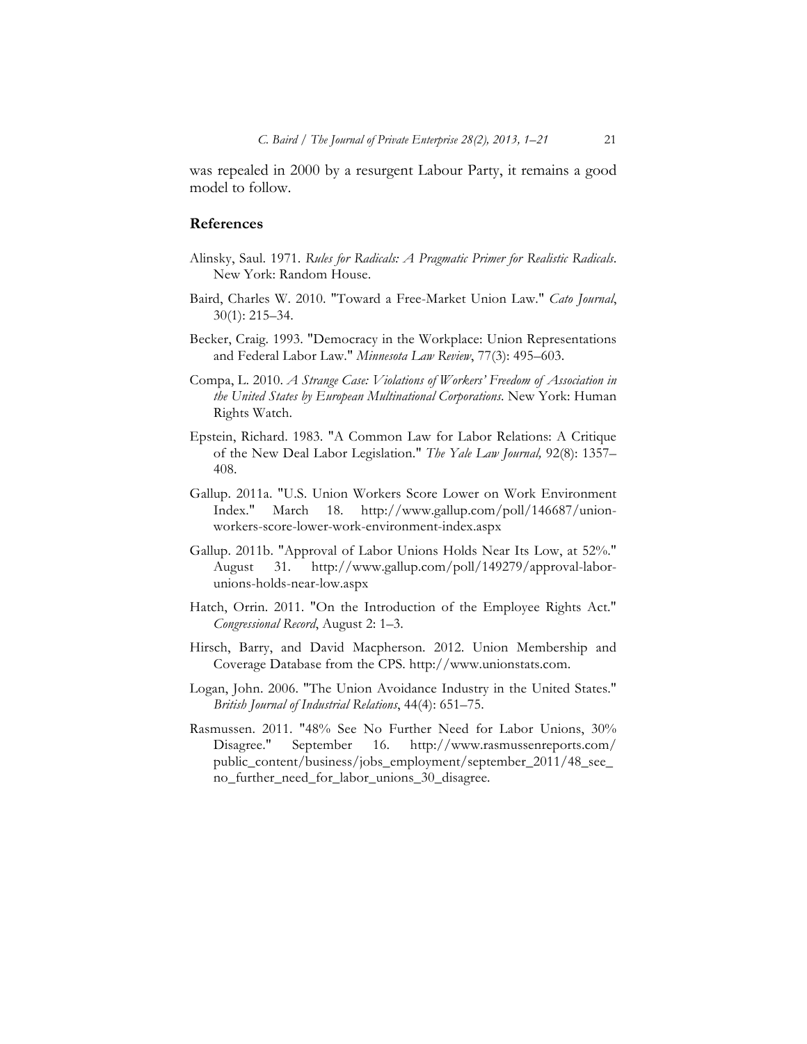was repealed in 2000 by a resurgent Labour Party, it remains a good model to follow.

## References

Alinsky, Saul. 1971. *Rules for Radicals: A Pragmatic Primer for Realistic Radicals*. New York: Random House.

Baird, Charles W. 2010. "Toward a Free-Market Union Law." *Cato Journal*, 30(1): 215–34.

Becker, Craig. 1993. "Democracy in the Workplace: Union Representations and Federal Labor Law." *Minnesota Law Review*, 77(3): 495–603.

Compa, L. 2010. *A Strange Case: Violations of Workers' Freedom of Association in the United States by European Multinational Corporations*. New York: Human Rights Watch.

Epstein, Richard. 1983. "A Common Law for Labor Relations: A Critique of the New Deal Labor Legislation." *The Yale Law Journal,* 92(8): 1357–408.

Gallup. 2011a. "U.S. Union Workers Score Lower on Work Environment Index." March 18. http://www.gallup.com/poll/146687/union-workers-score-lower-work-environment-index.aspx

Gallup. 2011b. "Approval of Labor Unions Holds Near Its Low, at 52%." August 31. http://www.gallup.com/poll/149279/approval-labor-unions-holds-near-low.aspx

Hatch, Orrin. 2011. "On the Introduction of the Employee Rights Act." *Congressional Record*, August 2: 1–3.

Hirsch, Barry, and David Macpherson. 2012. Union Membership and Coverage Database from the CPS. http://www.unionstats.com.

Logan, John. 2006. "The Union Avoidance Industry in the United States." *British Journal of Industrial Relations*, 44(4): 651–75.

Rasmussen. 2011. "48% See No Further Need for Labor Unions, 30% Disagree." September 16. http://www.rasmussenreports.com/public_content/business/jobs_employment/september_2011/48_see_no_further_need_for_labor_unions_30_disagree.